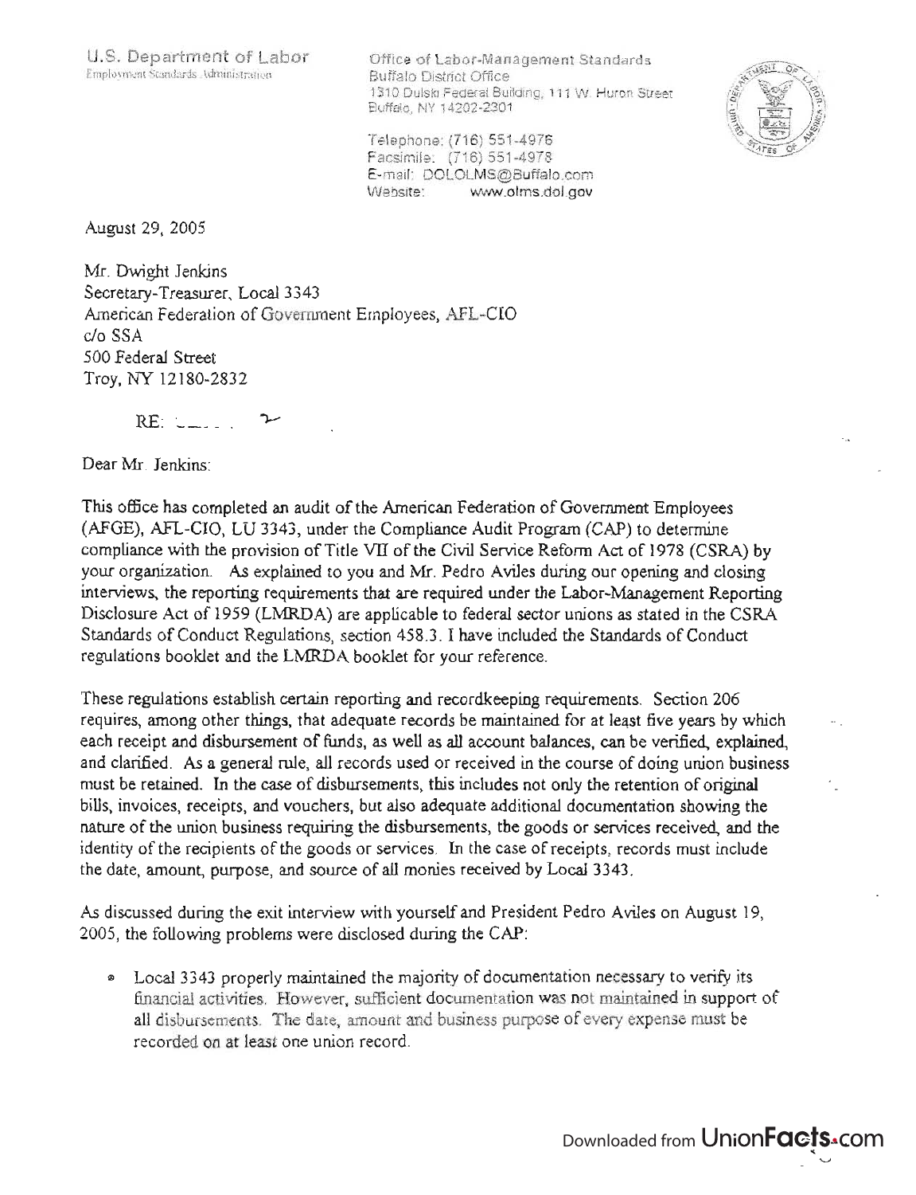U.S. Department of Labor
Employment Standards Administration

Office of Labor-Management Standards
Buffalo District Office
1310 Dulski Federal Building, 111 W. Huron Street
Buffalo, NY 14202-2301

Telephone: (716) 551-4976
Facsimile: (716) 551-4978
E-mail: DOLOLMS@Buffalo.com
Website: www.olms.dol.gov

August 29, 2005

Mr. Dwight Jenkins
Secretary-Treasurer, Local 3343
American Federation of Government Employees, AFL-CIO
c/o SSA
500 Federal Street
Troy, NY 12180-2832

RE:

Dear Mr. Jenkins:

This office has completed an audit of the American Federation of Government Employees (AFGE), AFL-CIO, LU 3343, under the Compliance Audit Program (CAP) to determine compliance with the provision of Title VII of the Civil Service Reform Act of 1978 (CSRA) by your organization. As explained to you and Mr. Pedro Aviles during our opening and closing interviews, the reporting requirements that are required under the Labor-Management Reporting Disclosure Act of 1959 (LMRDA) are applicable to federal sector unions as stated in the CSRA Standards of Conduct Regulations, section 458.3. I have included the Standards of Conduct regulations booklet and the LMRDA booklet for your reference.

These regulations establish certain reporting and recordkeeping requirements. Section 206 requires, among other things, that adequate records be maintained for at least five years by which each receipt and disbursement of funds, as well as all account balances, can be verified, explained, and clarified. As a general rule, all records used or received in the course of doing union business must be retained. In the case of disbursements, this includes not only the retention of original bills, invoices, receipts, and vouchers, but also adequate additional documentation showing the nature of the union business requiring the disbursements, the goods or services received, and the identity of the recipients of the goods or services. In the case of receipts, records must include the date, amount, purpose, and source of all monies received by Local 3343.

As discussed during the exit interview with yourself and President Pedro Aviles on August 19, 2005, the following problems were disclosed during the CAP:

- Local 3343 properly maintained the majority of documentation necessary to verify its financial activities. However, sufficient documentation was not maintained in support of all disbursements. The date, amount and business purpose of every expense must be recorded on at least one union record.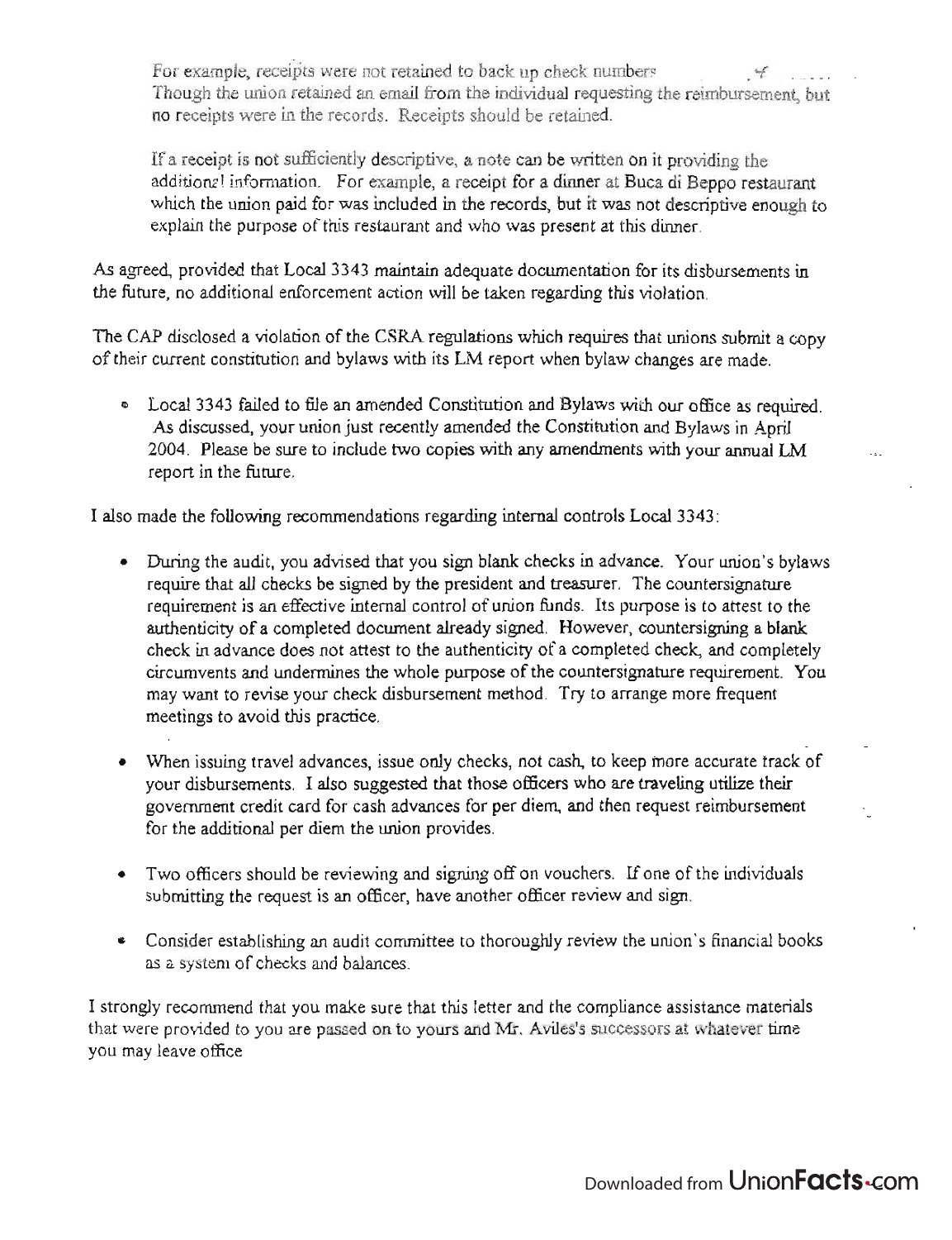For example, receipts were not retained to back up check numbers
Though the union retained an email from the individual requesting the reimbursement, but no receipts were in the records. Receipts should be retained.

If a receipt is not sufficiently descriptive, a note can be written on it providing the additional information. For example, a receipt for a dinner at Buca di Beppo restaurant which the union paid for was included in the records, but it was not descriptive enough to explain the purpose of this restaurant and who was present at this dinner.

As agreed, provided that Local 3343 maintain adequate documentation for its disbursements in the future, no additional enforcement action will be taken regarding this violation.

The CAP disclosed a violation of the CSRA regulations which requires that unions submit a copy of their current constitution and bylaws with its LM report when bylaw changes are made.

- Local 3343 failed to file an amended Constitution and Bylaws with our office as required. As discussed, your union just recently amended the Constitution and Bylaws in April 2004. Please be sure to include two copies with any amendments with your annual LM report in the future.

I also made the following recommendations regarding internal controls Local 3343:

- During the audit, you advised that you sign blank checks in advance. Your union's bylaws require that all checks be signed by the president and treasurer. The countersignature requirement is an effective internal control of union funds. Its purpose is to attest to the authenticity of a completed document already signed. However, countersigning a blank check in advance does not attest to the authenticity of a completed check, and completely circumvents and undermines the whole purpose of the countersignature requirement. You may want to revise your check disbursement method. Try to arrange more frequent meetings to avoid this practice.

- When issuing travel advances, issue only checks, not cash, to keep more accurate track of your disbursements. I also suggested that those officers who are traveling utilize their government credit card for cash advances for per diem, and then request reimbursement for the additional per diem the union provides.

- Two officers should be reviewing and signing off on vouchers. If one of the individuals submitting the request is an officer, have another officer review and sign.

- Consider establishing an audit committee to thoroughly review the union's financial books as a system of checks and balances.

I strongly recommend that you make sure that this letter and the compliance assistance materials that were provided to you are passed on to yours and Mr. Aviles's successors at whatever time you may leave office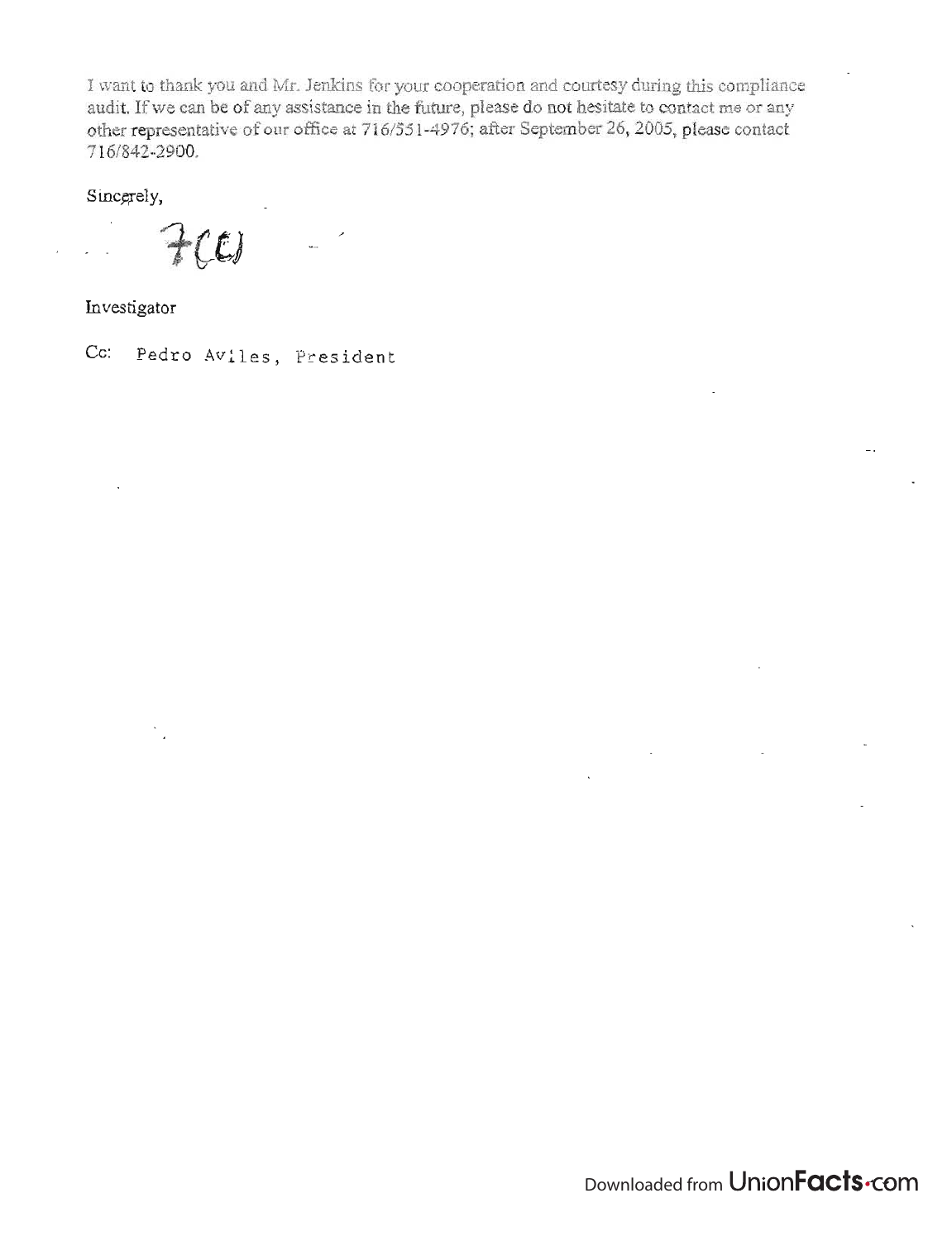I want to thank you and Mr. Jenkins for your cooperation and courtesy during this compliance audit. If we can be of any assistance in the future, please do not hesitate to contact me or any other representative of our office at 716/551-4976; after September 26, 2005, please contact 716/842-2900.

Sincerely,

7(C)

Investigator

Cc: Pedro Aviles, President